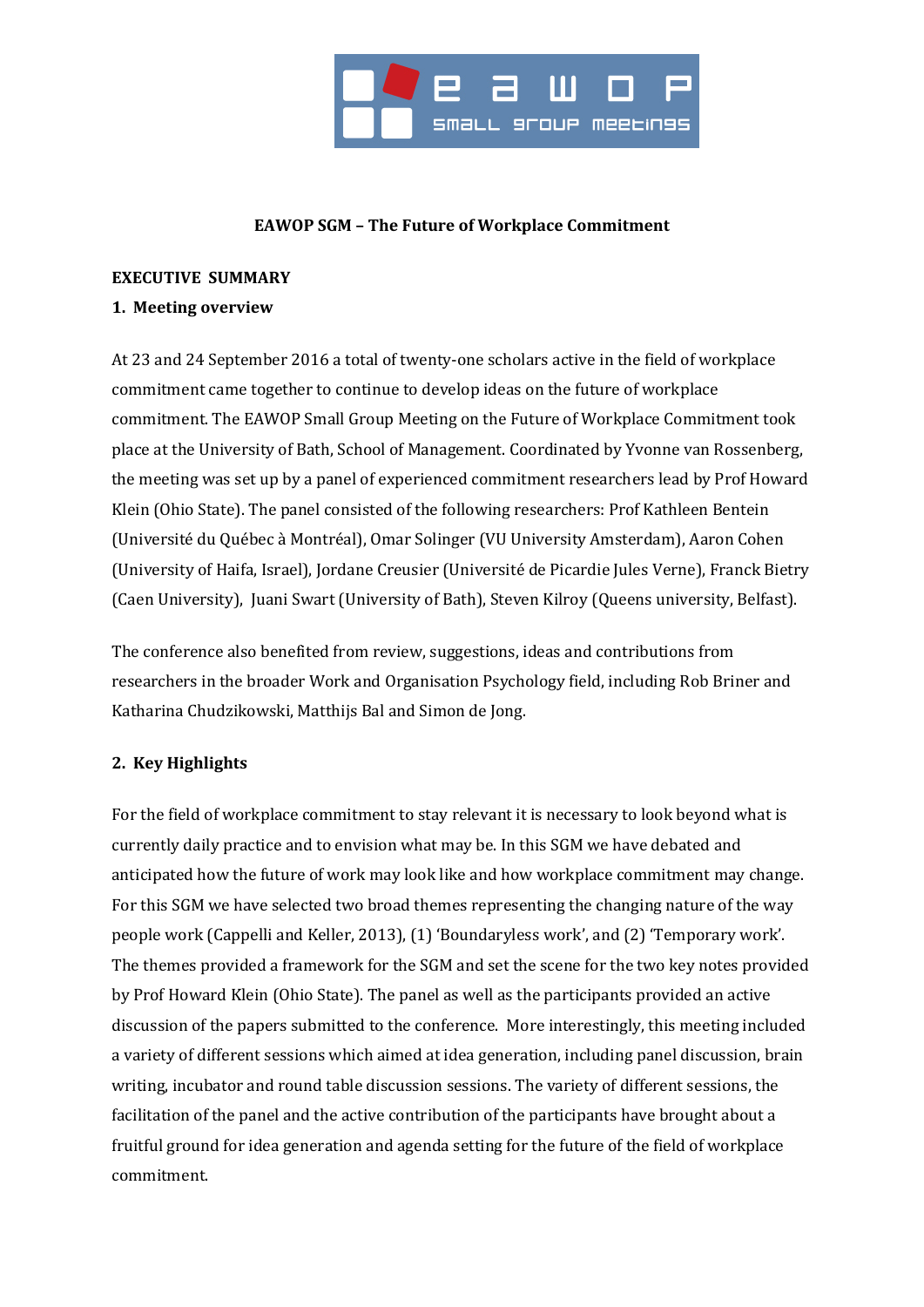**EAWOP SGM – The Future of Workplace Commitment**

**EXECUTIVE SUMMARY**

## 1. Meeting overview

At 23 and 24 September 2016 a total of twenty-one scholars active in the field of workplace commitment came together to continue to develop ideas on the future of workplace commitment. The EAWOP Small Group Meeting on the Future of Workplace Commitment took place at the University of Bath, School of Management. Coordinated by Yvonne van Rossenberg, the meeting was set up by a panel of experienced commitment researchers lead by Prof Howard Klein (Ohio State). The panel consisted of the following researchers: Prof Kathleen Bentein (Université du Québec à Montréal), Omar Solinger (VU University Amsterdam), Aaron Cohen (University of Haifa, Israel), Jordane Creusier (Université de Picardie Jules Verne), Franck Bietry (Caen University), Juani Swart (University of Bath), Steven Kilroy (Queens university, Belfast).

The conference also benefited from review, suggestions, ideas and contributions from researchers in the broader Work and Organisation Psychology field, including Rob Briner and Katharina Chudzikowski, Matthijs Bal and Simon de Jong.

## 2. Key Highlights

For the field of workplace commitment to stay relevant it is necessary to look beyond what is currently daily practice and to envision what may be. In this SGM we have debated and anticipated how the future of work may look like and how workplace commitment may change. For this SGM we have selected two broad themes representing the changing nature of the way people work (Cappelli and Keller, 2013), (1) 'Boundaryless work', and (2) 'Temporary work'. The themes provided a framework for the SGM and set the scene for the two key notes provided by Prof Howard Klein (Ohio State). The panel as well as the participants provided an active discussion of the papers submitted to the conference. More interestingly, this meeting included a variety of different sessions which aimed at idea generation, including panel discussion, brain writing, incubator and round table discussion sessions. The variety of different sessions, the facilitation of the panel and the active contribution of the participants have brought about a fruitful ground for idea generation and agenda setting for the future of the field of workplace commitment.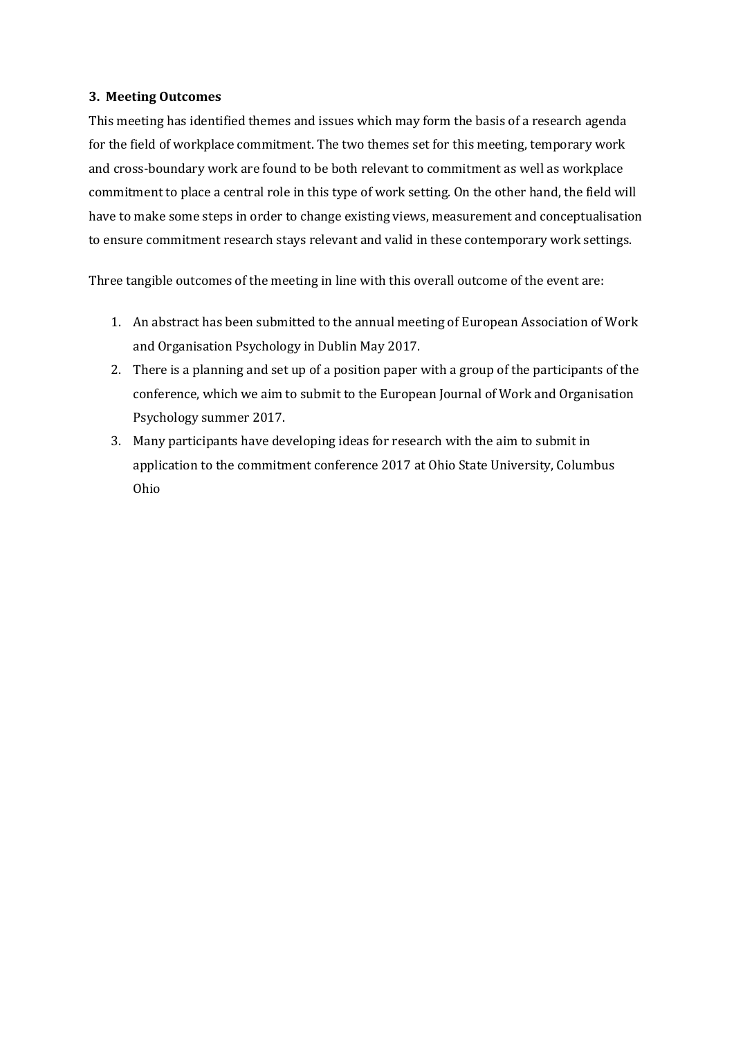### 3. Meeting Outcomes

This meeting has identified themes and issues which may form the basis of a research agenda for the field of workplace commitment. The two themes set for this meeting, temporary work and cross-boundary work are found to be both relevant to commitment as well as workplace commitment to place a central role in this type of work setting. On the other hand, the field will have to make some steps in order to change existing views, measurement and conceptualisation to ensure commitment research stays relevant and valid in these contemporary work settings.

Three tangible outcomes of the meeting in line with this overall outcome of the event are:

1. An abstract has been submitted to the annual meeting of European Association of Work and Organisation Psychology in Dublin May 2017.
2. There is a planning and set up of a position paper with a group of the participants of the conference, which we aim to submit to the European Journal of Work and Organisation Psychology summer 2017.
3. Many participants have developing ideas for research with the aim to submit in application to the commitment conference 2017 at Ohio State University, Columbus Ohio